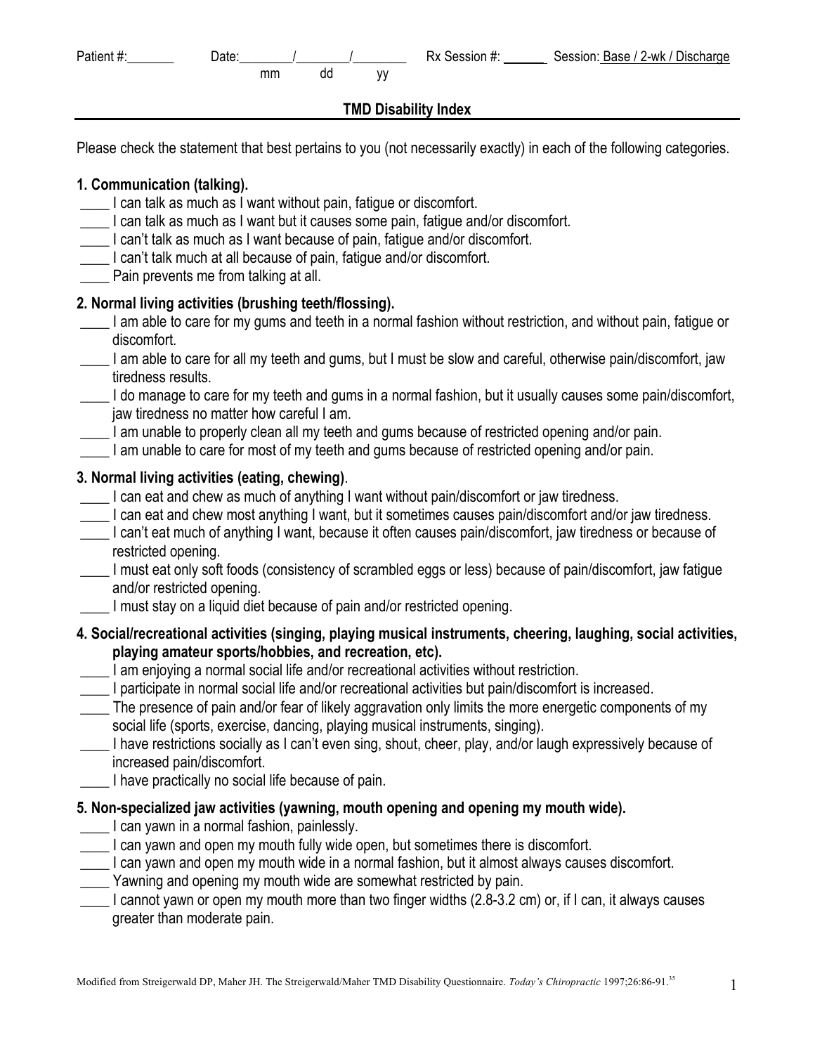Patient #:_______ Date:________/________/________ Rx Session #: ______ Session: Base / 2-wk / Discharge
mm dd yy

## TMD Disability Index

Please check the statement that best pertains to you (not necessarily exactly) in each of the following categories.

**1. Communication (talking).**

____ I can talk as much as I want without pain, fatigue or discomfort.
____ I can talk as much as I want but it causes some pain, fatigue and/or discomfort.
____ I can't talk as much as I want because of pain, fatigue and/or discomfort.
____ I can't talk much at all because of pain, fatigue and/or discomfort.
____ Pain prevents me from talking at all.

**2. Normal living activities (brushing teeth/flossing).**

____ I am able to care for my gums and teeth in a normal fashion without restriction, and without pain, fatigue or discomfort.
____ I am able to care for all my teeth and gums, but I must be slow and careful, otherwise pain/discomfort, jaw tiredness results.
____ I do manage to care for my teeth and gums in a normal fashion, but it usually causes some pain/discomfort, jaw tiredness no matter how careful I am.
____ I am unable to properly clean all my teeth and gums because of restricted opening and/or pain.
____ I am unable to care for most of my teeth and gums because of restricted opening and/or pain.

**3. Normal living activities (eating, chewing)**.

____ I can eat and chew as much of anything I want without pain/discomfort or jaw tiredness.
____ I can eat and chew most anything I want, but it sometimes causes pain/discomfort and/or jaw tiredness.
____ I can't eat much of anything I want, because it often causes pain/discomfort, jaw tiredness or because of restricted opening.
____ I must eat only soft foods (consistency of scrambled eggs or less) because of pain/discomfort, jaw fatigue and/or restricted opening.
____ I must stay on a liquid diet because of pain and/or restricted opening.

**4. Social/recreational activities (singing, playing musical instruments, cheering, laughing, social activities, playing amateur sports/hobbies, and recreation, etc).**

____ I am enjoying a normal social life and/or recreational activities without restriction.
____ I participate in normal social life and/or recreational activities but pain/discomfort is increased.
____ The presence of pain and/or fear of likely aggravation only limits the more energetic components of my social life (sports, exercise, dancing, playing musical instruments, singing).
____ I have restrictions socially as I can't even sing, shout, cheer, play, and/or laugh expressively because of increased pain/discomfort.
____ I have practically no social life because of pain.

**5. Non-specialized jaw activities (yawning, mouth opening and opening my mouth wide).**

____ I can yawn in a normal fashion, painlessly.
____ I can yawn and open my mouth fully wide open, but sometimes there is discomfort.
____ I can yawn and open my mouth wide in a normal fashion, but it almost always causes discomfort.
____ Yawning and opening my mouth wide are somewhat restricted by pain.
____ I cannot yawn or open my mouth more than two finger widths (2.8-3.2 cm) or, if I can, it always causes greater than moderate pain.

Modified from Streigerwald DP, Maher JH. The Streigerwald/Maher TMD Disability Questionnaire. *Today's Chiropractic* 1997;26:86-91.[35]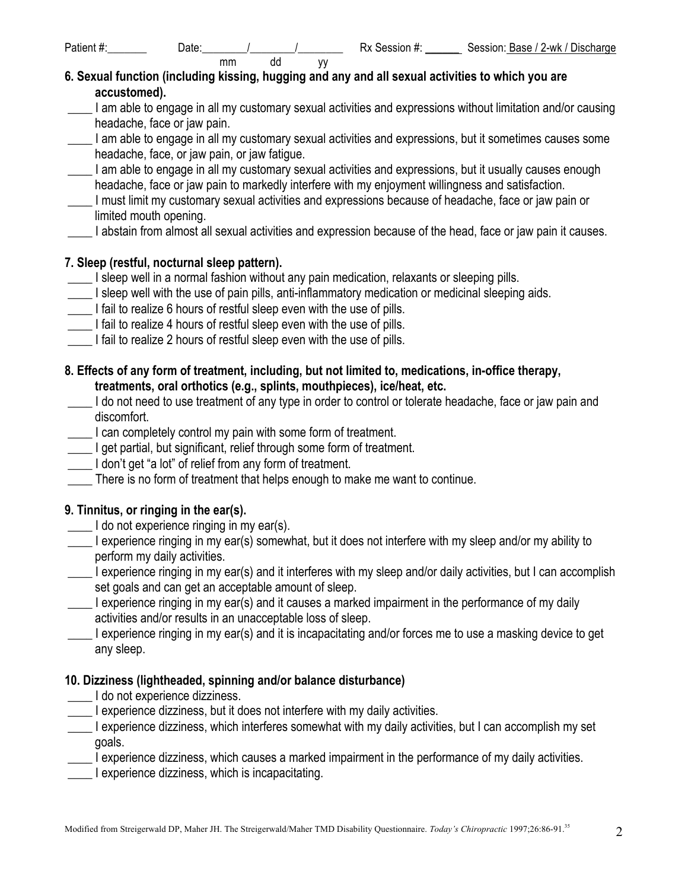Patient #:_______ Date:________/________/________ Rx Session #: ______ Session: Base / 2-wk / Discharge
mm dd yy

**6. Sexual function (including kissing, hugging and any and all sexual activities to which you are accustomed).**

____ I am able to engage in all my customary sexual activities and expressions without limitation and/or causing headache, face or jaw pain.
____ I am able to engage in all my customary sexual activities and expressions, but it sometimes causes some headache, face, or jaw pain, or jaw fatigue.
____ I am able to engage in all my customary sexual activities and expressions, but it usually causes enough headache, face or jaw pain to markedly interfere with my enjoyment willingness and satisfaction.
____ I must limit my customary sexual activities and expressions because of headache, face or jaw pain or limited mouth opening.
____ I abstain from almost all sexual activities and expression because of the head, face or jaw pain it causes.

**7. Sleep (restful, nocturnal sleep pattern).**

____ I sleep well in a normal fashion without any pain medication, relaxants or sleeping pills.
____ I sleep well with the use of pain pills, anti-inflammatory medication or medicinal sleeping aids.
____ I fail to realize 6 hours of restful sleep even with the use of pills.
____ I fail to realize 4 hours of restful sleep even with the use of pills.
____ I fail to realize 2 hours of restful sleep even with the use of pills.

**8. Effects of any form of treatment, including, but not limited to, medications, in-office therapy, treatments, oral orthotics (e.g., splints, mouthpieces), ice/heat, etc.**

____ I do not need to use treatment of any type in order to control or tolerate headache, face or jaw pain and discomfort.
____ I can completely control my pain with some form of treatment.
____ I get partial, but significant, relief through some form of treatment.
____ I don't get "a lot" of relief from any form of treatment.
____ There is no form of treatment that helps enough to make me want to continue.

**9. Tinnitus, or ringing in the ear(s).**

____ I do not experience ringing in my ear(s).
____ I experience ringing in my ear(s) somewhat, but it does not interfere with my sleep and/or my ability to perform my daily activities.
____ I experience ringing in my ear(s) and it interferes with my sleep and/or daily activities, but I can accomplish set goals and can get an acceptable amount of sleep.
____ I experience ringing in my ear(s) and it causes a marked impairment in the performance of my daily activities and/or results in an unacceptable loss of sleep.
____ I experience ringing in my ear(s) and it is incapacitating and/or forces me to use a masking device to get any sleep.

**10. Dizziness (lightheaded, spinning and/or balance disturbance)**

____ I do not experience dizziness.
____ I experience dizziness, but it does not interfere with my daily activities.
____ I experience dizziness, which interferes somewhat with my daily activities, but I can accomplish my set goals.
____ I experience dizziness, which causes a marked impairment in the performance of my daily activities.
____ I experience dizziness, which is incapacitating.

Modified from Streigerwald DP, Maher JH. The Streigerwald/Maher TMD Disability Questionnaire. *Today's Chiropractic* 1997;26:86-91.[35]